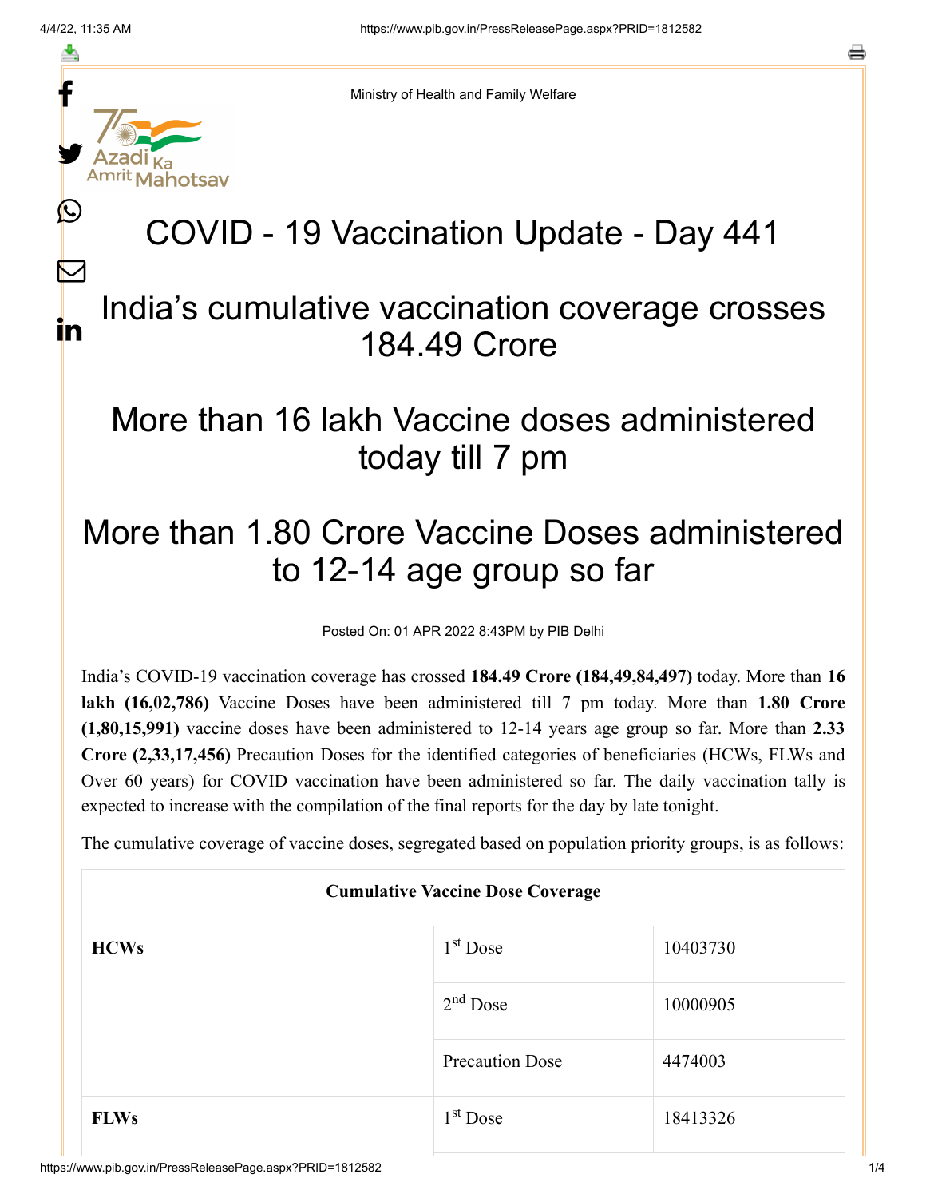Ministry of Health and Family Welfare

# COVID - 19 Vaccination Update - Day 441

## India's cumulative vaccination coverage crosses 184.49 Crore

## More than 16 lakh Vaccine doses administered today till 7 pm

## More than 1.80 Crore Vaccine Doses administered to 12-14 age group so far

Posted On: 01 APR 2022 8:43PM by PIB Delhi

India's COVID-19 vaccination coverage has crossed **184.49 Crore (184,49,84,497)** today. More than **16 lakh (16,02,786)** Vaccine Doses have been administered till 7 pm today. More than **1.80 Crore (1,80,15,991)** vaccine doses have been administered to 12-14 years age group so far. More than **2.33 Crore (2,33,17,456)** Precaution Doses for the identified categories of beneficiaries (HCWs, FLWs and Over 60 years) for COVID vaccination have been administered so far. The daily vaccination tally is expected to increase with the compilation of the final reports for the day by late tonight.

The cumulative coverage of vaccine doses, segregated based on population priority groups, is as follows:

| Cumulative Vaccine Dose Coverage | | |
|---|---|---|
| **HCWs** | $1^{st}$ Dose | 10403730 |
| | $2^{nd}$ Dose | 10000905 |
| | Precaution Dose | 4474003 |
| **FLWs** | $1^{st}$ Dose | 18413326 |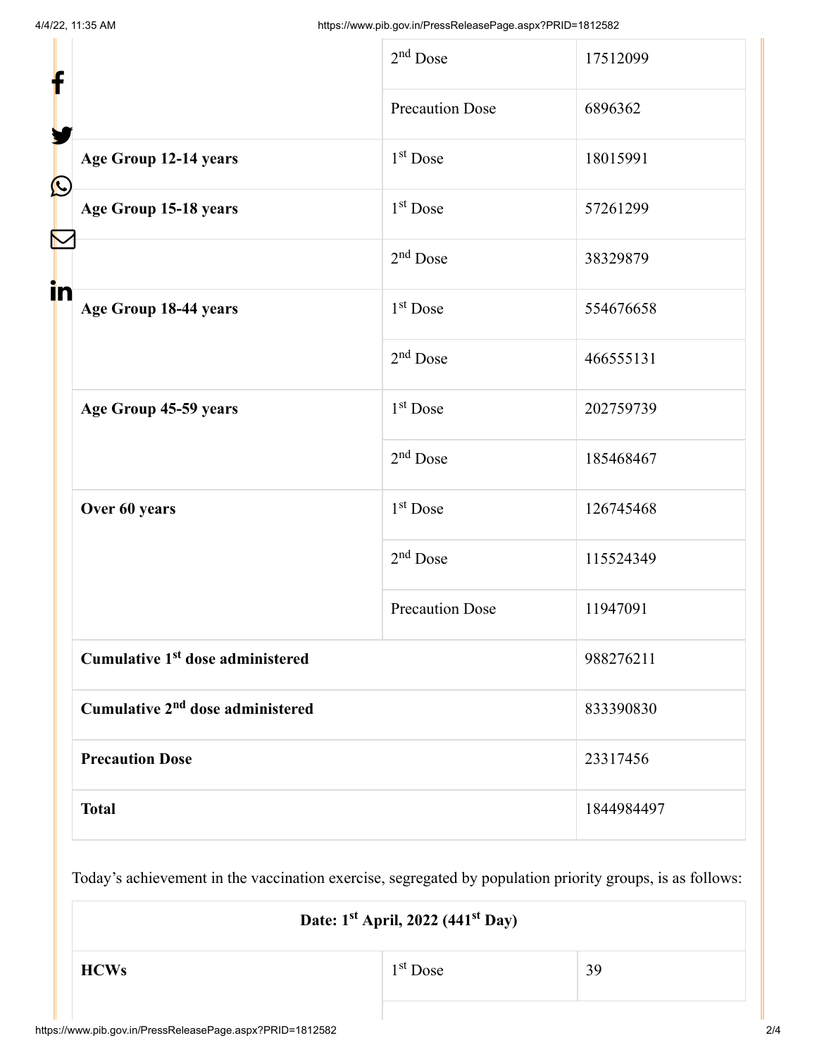| | | |
|---|---|---|
| | 2nd Dose | 17512099 |
| | Precaution Dose | 6896362 |
| **Age Group 12-14 years** | 1st Dose | 18015991 |
| **Age Group 15-18 years** | 1st Dose | 57261299 |
| | 2nd Dose | 38329879 |
| **Age Group 18-44 years** | 1st Dose | 554676658 |
| | 2nd Dose | 466555131 |
| **Age Group 45-59 years** | 1st Dose | 202759739 |
| | 2nd Dose | 185468467 |
| **Over 60 years** | 1st Dose | 126745468 |
| | 2nd Dose | 115524349 |
| | Precaution Dose | 11947091 |
| **Cumulative 1st dose administered** | | 988276211 |
| **Cumulative 2nd dose administered** | | 833390830 |
| **Precaution Dose** | | 23317456 |
| **Total** | | 1844984497 |

Today's achievement in the vaccination exercise, segregated by population priority groups, is as follows:

| **Date: 1st April, 2022 (441st Day)** | | |
|---|---|---|
| **HCWs** | 1st Dose | 39 |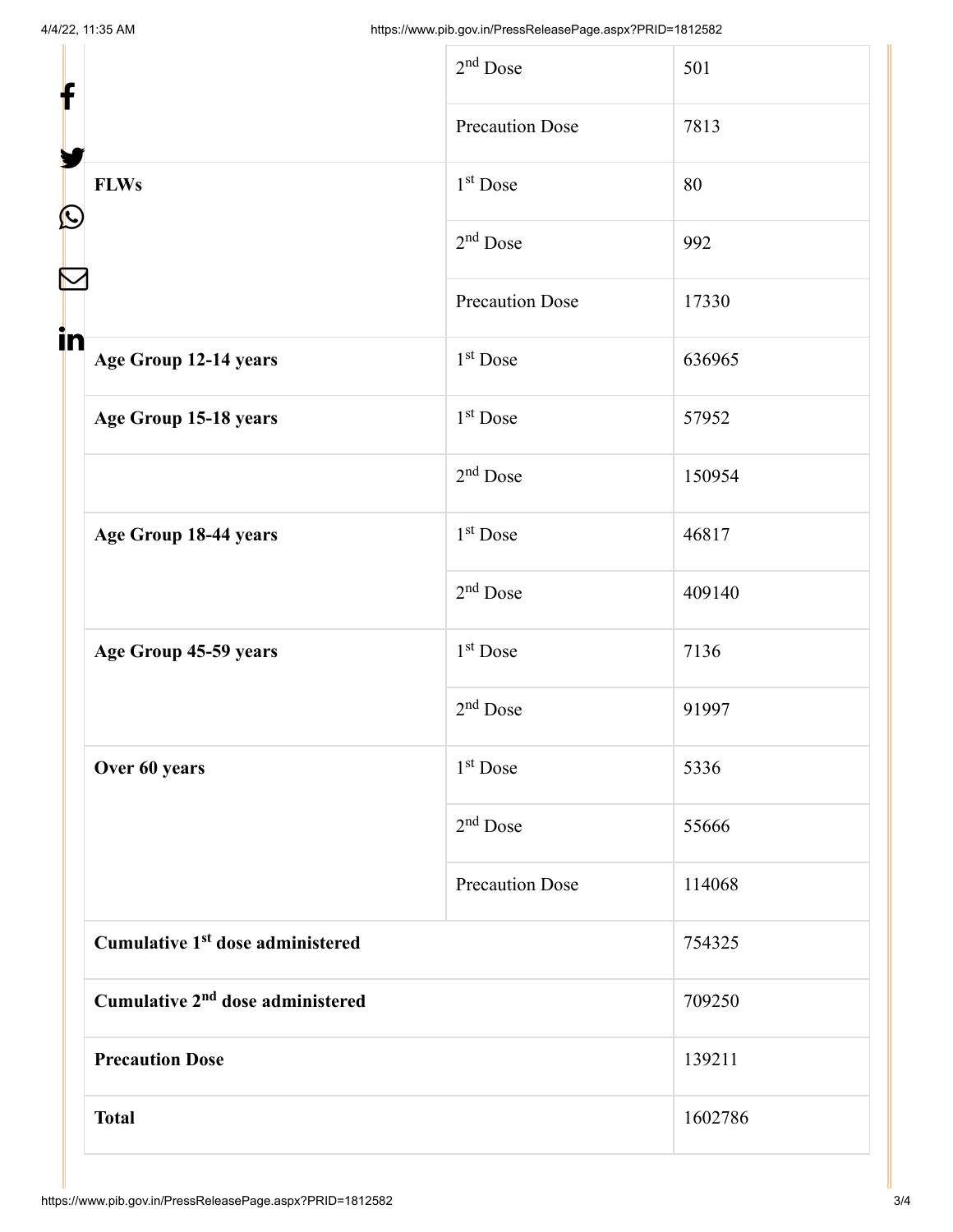| | | |
|---|---|---|
| | 2nd Dose | 501 |
| | Precaution Dose | 7813 |
| **FLWs** | 1st Dose | 80 |
| | 2nd Dose | 992 |
| | Precaution Dose | 17330 |
| **Age Group 12-14 years** | 1st Dose | 636965 |
| **Age Group 15-18 years** | 1st Dose | 57952 |
| | 2nd Dose | 150954 |
| **Age Group 18-44 years** | 1st Dose | 46817 |
| | 2nd Dose | 409140 |
| **Age Group 45-59 years** | 1st Dose | 7136 |
| | 2nd Dose | 91997 |
| **Over 60 years** | 1st Dose | 5336 |
| | 2nd Dose | 55666 |
| | Precaution Dose | 114068 |
| **Cumulative 1st dose administered** | | 754325 |
| **Cumulative 2nd dose administered** | | 709250 |
| **Precaution Dose** | | 139211 |
| **Total** | | 1602786 |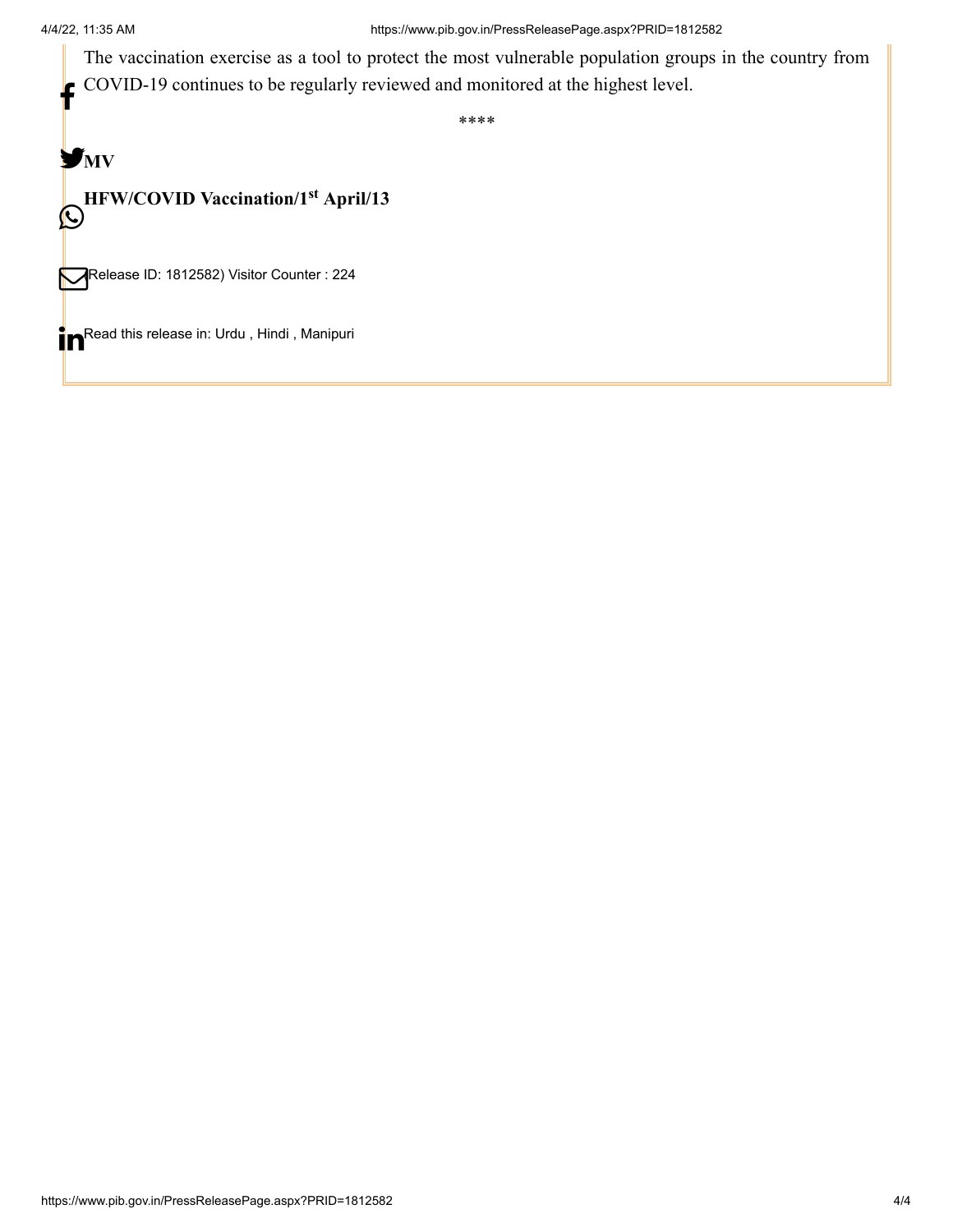The vaccination exercise as a tool to protect the most vulnerable population groups in the country from COVID-19 continues to be regularly reviewed and monitored at the highest level.

\*\*\*\*

**MV**

**HFW/COVID Vaccination/1st April/13**

(Release ID: 1812582) Visitor Counter : 224

Read this release in: Urdu , Hindi , Manipuri